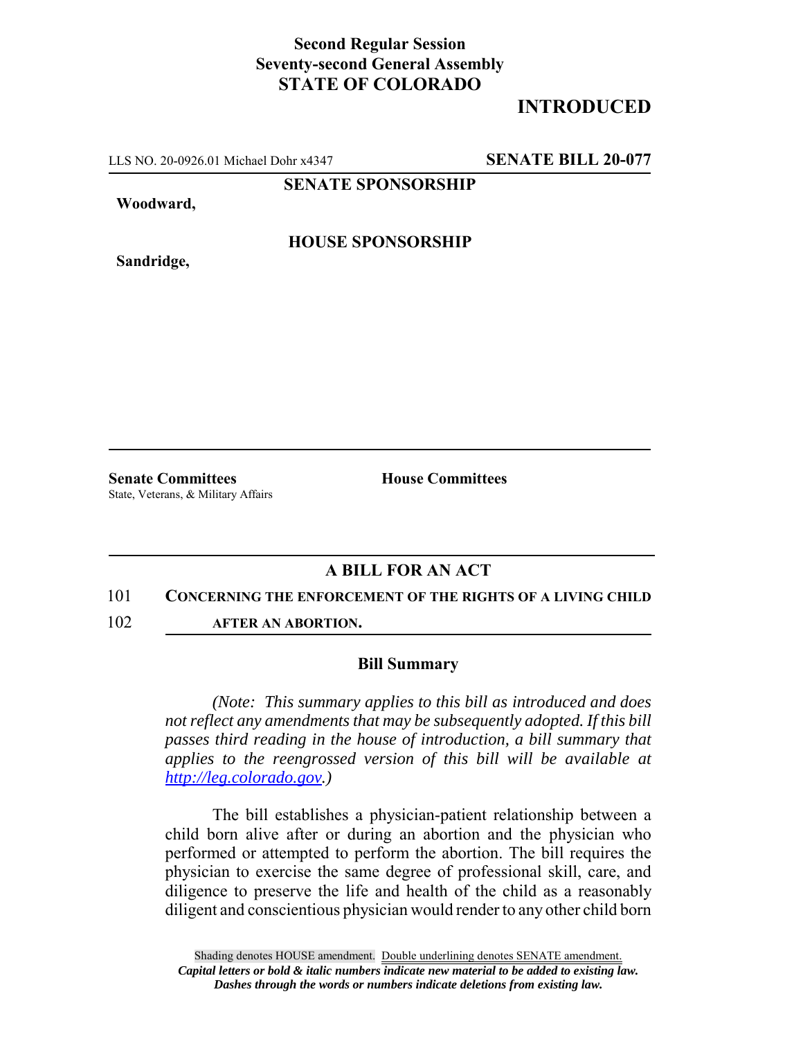**Second Regular Session**
**Seventy-second General Assembly**
**STATE OF COLORADO**

# INTRODUCED

LLS NO. 20-0926.01 Michael Dohr x4347 **SENATE BILL 20-077**

**SENATE SPONSORSHIP**

**Woodward,**

**HOUSE SPONSORSHIP**

**Sandridge,**

**Senate Committees**
State, Veterans, & Military Affairs

**House Committees**

## A BILL FOR AN ACT

101 **CONCERNING THE ENFORCEMENT OF THE RIGHTS OF A LIVING CHILD**
102 **AFTER AN ABORTION.**

### Bill Summary

*(Note: This summary applies to this bill as introduced and does not reflect any amendments that may be subsequently adopted. If this bill passes third reading in the house of introduction, a bill summary that applies to the reengrossed version of this bill will be available at [http://leg.colorado.gov](http://leg.colorado.gov).)*

The bill establishes a physician-patient relationship between a child born alive after or during an abortion and the physician who performed or attempted to perform the abortion. The bill requires the physician to exercise the same degree of professional skill, care, and diligence to preserve the life and health of the child as a reasonably diligent and conscientious physician would render to any other child born

Shading denotes HOUSE amendment. Double underlining denotes SENATE amendment.
***Capital letters or bold & italic numbers indicate new material to be added to existing law.***
***Dashes through the words or numbers indicate deletions from existing law.***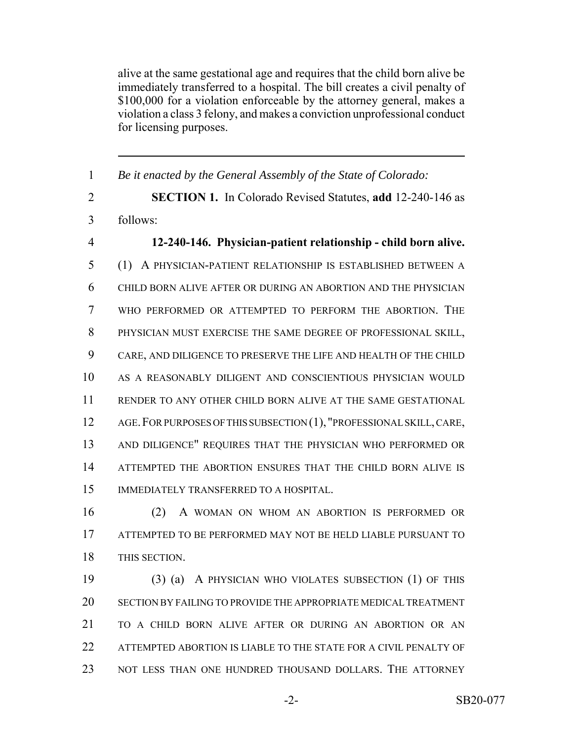alive at the same gestational age and requires that the child born alive be immediately transferred to a hospital. The bill creates a civil penalty of $100,000 for a violation enforceable by the attorney general, makes a violation a class 3 felony, and makes a conviction unprofessional conduct for licensing purposes.

---

*Be it enacted by the General Assembly of the State of Colorado:*

**SECTION 1.** In Colorado Revised Statutes, **add** 12-240-146 as follows:

**12-240-146. Physician-patient relationship - child born alive.** (1) A PHYSICIAN-PATIENT RELATIONSHIP IS ESTABLISHED BETWEEN A CHILD BORN ALIVE AFTER OR DURING AN ABORTION AND THE PHYSICIAN WHO PERFORMED OR ATTEMPTED TO PERFORM THE ABORTION. THE PHYSICIAN MUST EXERCISE THE SAME DEGREE OF PROFESSIONAL SKILL, CARE, AND DILIGENCE TO PRESERVE THE LIFE AND HEALTH OF THE CHILD AS A REASONABLY DILIGENT AND CONSCIENTIOUS PHYSICIAN WOULD RENDER TO ANY OTHER CHILD BORN ALIVE AT THE SAME GESTATIONAL AGE. FOR PURPOSES OF THIS SUBSECTION (1), "PROFESSIONAL SKILL, CARE, AND DILIGENCE" REQUIRES THAT THE PHYSICIAN WHO PERFORMED OR ATTEMPTED THE ABORTION ENSURES THAT THE CHILD BORN ALIVE IS IMMEDIATELY TRANSFERRED TO A HOSPITAL.

(2) A WOMAN ON WHOM AN ABORTION IS PERFORMED OR ATTEMPTED TO BE PERFORMED MAY NOT BE HELD LIABLE PURSUANT TO THIS SECTION.

(3) (a) A PHYSICIAN WHO VIOLATES SUBSECTION (1) OF THIS SECTION BY FAILING TO PROVIDE THE APPROPRIATE MEDICAL TREATMENT TO A CHILD BORN ALIVE AFTER OR DURING AN ABORTION OR AN ATTEMPTED ABORTION IS LIABLE TO THE STATE FOR A CIVIL PENALTY OF NOT LESS THAN ONE HUNDRED THOUSAND DOLLARS. THE ATTORNEY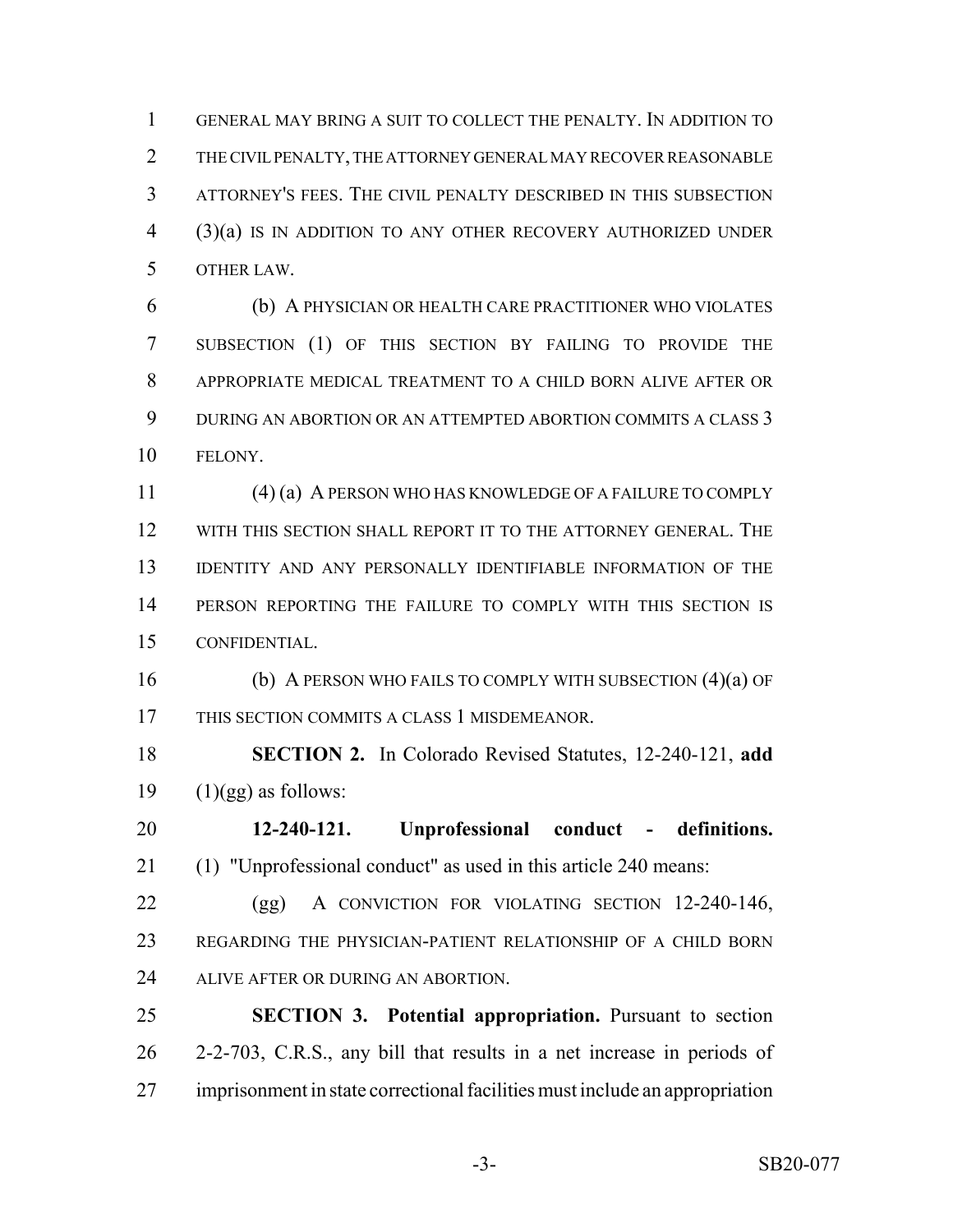GENERAL MAY BRING A SUIT TO COLLECT THE PENALTY. IN ADDITION TO THE CIVIL PENALTY, THE ATTORNEY GENERAL MAY RECOVER REASONABLE ATTORNEY'S FEES. THE CIVIL PENALTY DESCRIBED IN THIS SUBSECTION (3)(a) IS IN ADDITION TO ANY OTHER RECOVERY AUTHORIZED UNDER OTHER LAW.

(b) A PHYSICIAN OR HEALTH CARE PRACTITIONER WHO VIOLATES SUBSECTION (1) OF THIS SECTION BY FAILING TO PROVIDE THE APPROPRIATE MEDICAL TREATMENT TO A CHILD BORN ALIVE AFTER OR DURING AN ABORTION OR AN ATTEMPTED ABORTION COMMITS A CLASS 3 FELONY.

(4) (a) A PERSON WHO HAS KNOWLEDGE OF A FAILURE TO COMPLY WITH THIS SECTION SHALL REPORT IT TO THE ATTORNEY GENERAL. THE IDENTITY AND ANY PERSONALLY IDENTIFIABLE INFORMATION OF THE PERSON REPORTING THE FAILURE TO COMPLY WITH THIS SECTION IS CONFIDENTIAL.

(b) A PERSON WHO FAILS TO COMPLY WITH SUBSECTION (4)(a) OF THIS SECTION COMMITS A CLASS 1 MISDEMEANOR.

**SECTION 2.** In Colorado Revised Statutes, 12-240-121, **add** (1)(gg) as follows:

**12-240-121. Unprofessional conduct - definitions.** (1) "Unprofessional conduct" as used in this article 240 means:

(gg) A CONVICTION FOR VIOLATING SECTION 12-240-146, REGARDING THE PHYSICIAN-PATIENT RELATIONSHIP OF A CHILD BORN ALIVE AFTER OR DURING AN ABORTION.

**SECTION 3. Potential appropriation.** Pursuant to section 2-2-703, C.R.S., any bill that results in a net increase in periods of imprisonment in state correctional facilities must include an appropriation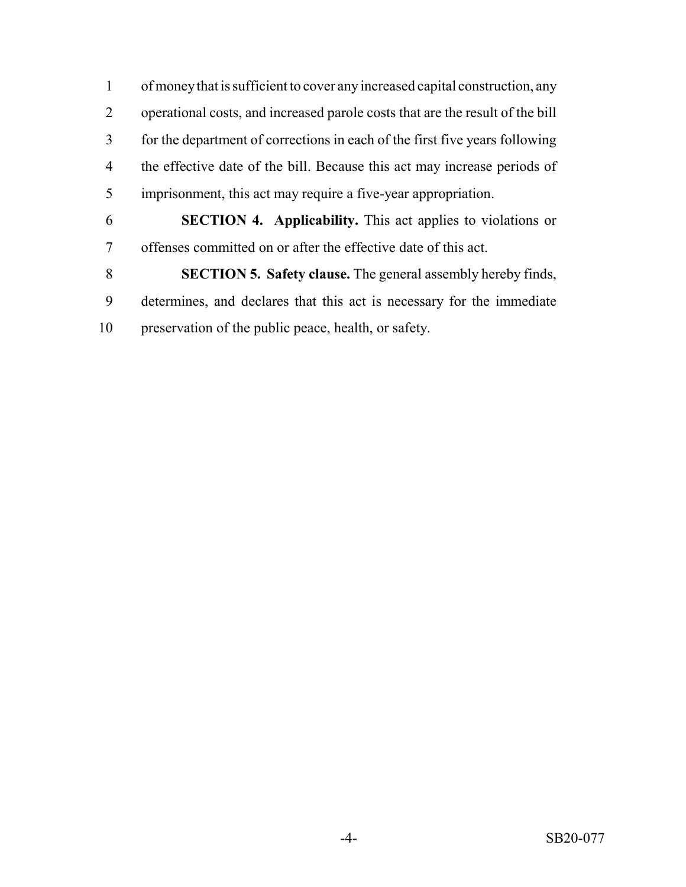of money that is sufficient to cover any increased capital construction, any operational costs, and increased parole costs that are the result of the bill for the department of corrections in each of the first five years following the effective date of the bill. Because this act may increase periods of imprisonment, this act may require a five-year appropriation.

**SECTION 4. Applicability.** This act applies to violations or offenses committed on or after the effective date of this act.

**SECTION 5. Safety clause.** The general assembly hereby finds, determines, and declares that this act is necessary for the immediate preservation of the public peace, health, or safety.